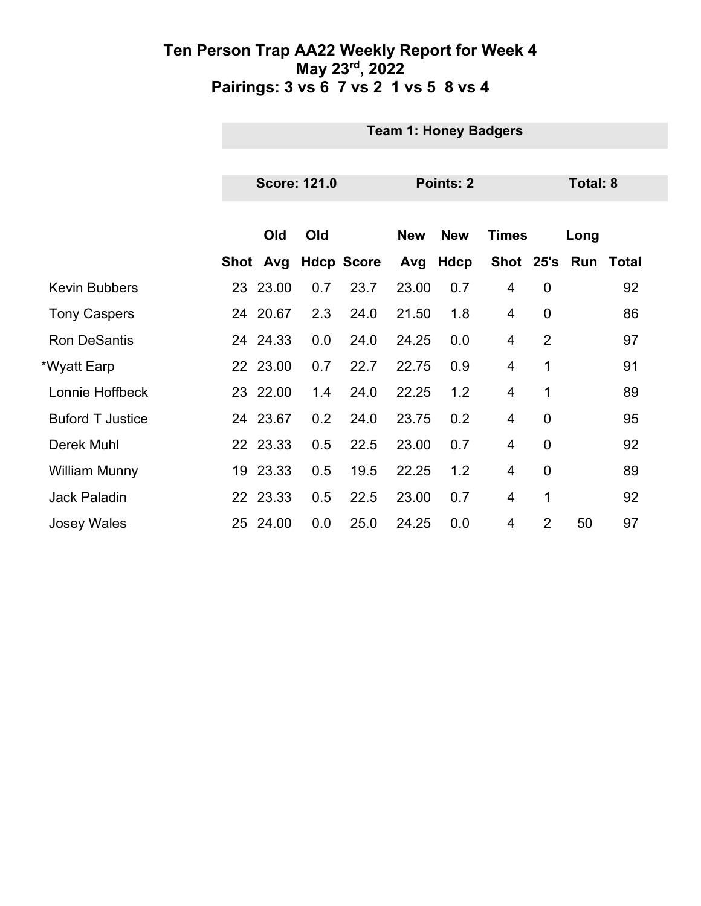# Ten Person Trap AA22 Weekly Report for Week 4

## May 23rd, 2022

## Pairings: 3 vs 6  7 vs 2  1 vs 5  8 vs 4

### Team 1: Honey Badgers

**Score: 121.0** | **Points: 2** | **Total: 8**

| | Shot | Old Avg | Old Hdcp | Score | New Avg | New Hdcp | Times Shot | 25's | Long Run | Total |
|---|---|---|---|---|---|---|---|---|---|---|
| Kevin Bubbers | 23 | 23.00 | 0.7 | 23.7 | 23.00 | 0.7 | 4 | 0 | | 92 |
| Tony Caspers | 24 | 20.67 | 2.3 | 24.0 | 21.50 | 1.8 | 4 | 0 | | 86 |
| Ron DeSantis | 24 | 24.33 | 0.0 | 24.0 | 24.25 | 0.0 | 4 | 2 | | 97 |
| *Wyatt Earp | 22 | 23.00 | 0.7 | 22.7 | 22.75 | 0.9 | 4 | 1 | | 91 |
| Lonnie Hoffbeck | 23 | 22.00 | 1.4 | 24.0 | 22.25 | 1.2 | 4 | 1 | | 89 |
| Buford T Justice | 24 | 23.67 | 0.2 | 24.0 | 23.75 | 0.2 | 4 | 0 | | 95 |
| Derek Muhl | 22 | 23.33 | 0.5 | 22.5 | 23.00 | 0.7 | 4 | 0 | | 92 |
| William Munny | 19 | 23.33 | 0.5 | 19.5 | 22.25 | 1.2 | 4 | 0 | | 89 |
| Jack Paladin | 22 | 23.33 | 0.5 | 22.5 | 23.00 | 0.7 | 4 | 1 | | 92 |
| Josey Wales | 25 | 24.00 | 0.0 | 25.0 | 24.25 | 0.0 | 4 | 2 | 50 | 97 |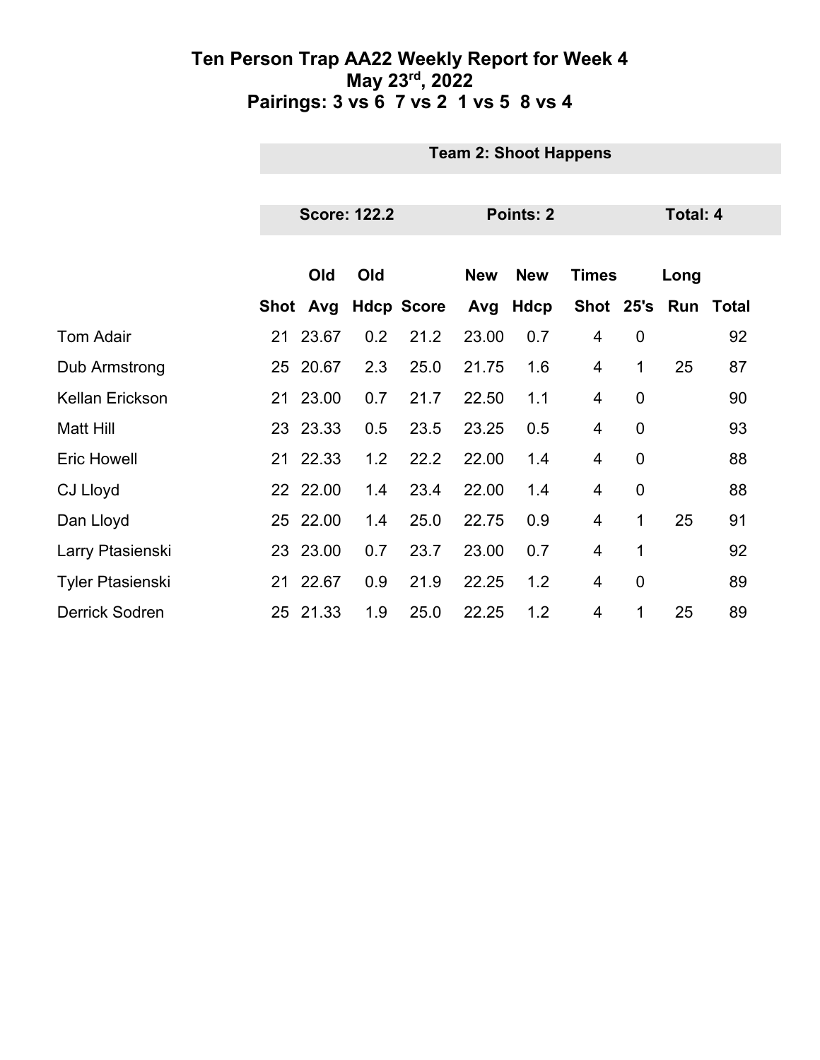# Ten Person Trap AA22 Weekly Report for Week 4
## May 23rd, 2022
## Pairings: 3 vs 6  7 vs 2  1 vs 5  8 vs 4

**Team 2: Shoot Happens**

**Score: 122.2** | **Points: 2** | **Total: 4**

| | Shot | Old Avg | Old Hdcp | Score | New Avg | New Hdcp | Times Shot | 25's | Long Run | Total |
|---|---|---|---|---|---|---|---|---|---|---|
| Tom Adair | 21 | 23.67 | 0.2 | 21.2 | 23.00 | 0.7 | 4 | 0 | | 92 |
| Dub Armstrong | 25 | 20.67 | 2.3 | 25.0 | 21.75 | 1.6 | 4 | 1 | 25 | 87 |
| Kellan Erickson | 21 | 23.00 | 0.7 | 21.7 | 22.50 | 1.1 | 4 | 0 | | 90 |
| Matt Hill | 23 | 23.33 | 0.5 | 23.5 | 23.25 | 0.5 | 4 | 0 | | 93 |
| Eric Howell | 21 | 22.33 | 1.2 | 22.2 | 22.00 | 1.4 | 4 | 0 | | 88 |
| CJ Lloyd | 22 | 22.00 | 1.4 | 23.4 | 22.00 | 1.4 | 4 | 0 | | 88 |
| Dan Lloyd | 25 | 22.00 | 1.4 | 25.0 | 22.75 | 0.9 | 4 | 1 | 25 | 91 |
| Larry Ptasienski | 23 | 23.00 | 0.7 | 23.7 | 23.00 | 0.7 | 4 | 1 | | 92 |
| Tyler Ptasienski | 21 | 22.67 | 0.9 | 21.9 | 22.25 | 1.2 | 4 | 0 | | 89 |
| Derrick Sodren | 25 | 21.33 | 1.9 | 25.0 | 22.25 | 1.2 | 4 | 1 | 25 | 89 |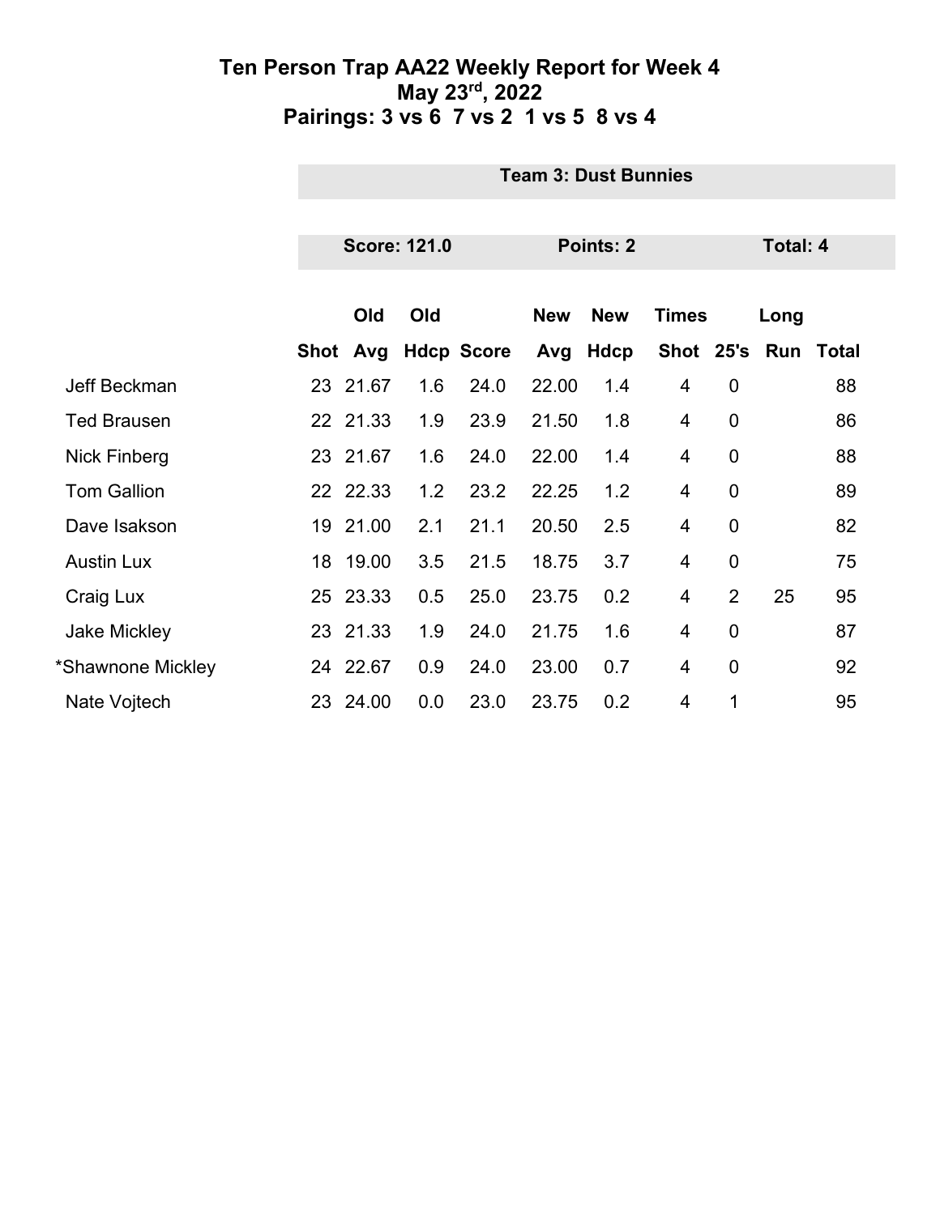# Ten Person Trap AA22 Weekly Report for Week 4
## May 23rd, 2022
## Pairings: 3 vs 6 7 vs 2 1 vs 5 8 vs 4

**Team 3: Dust Bunnies**

**Score: 121.0** **Points: 2** **Total: 4**

| | Shot | Old Avg | Old Hdcp | Score | New Avg | New Hdcp | Times Shot | 25's | Long Run | Total |
|---|---|---|---|---|---|---|---|---|---|---|
| Jeff Beckman | 23 | 21.67 | 1.6 | 24.0 | 22.00 | 1.4 | 4 | 0 | | 88 |
| Ted Brausen | 22 | 21.33 | 1.9 | 23.9 | 21.50 | 1.8 | 4 | 0 | | 86 |
| Nick Finberg | 23 | 21.67 | 1.6 | 24.0 | 22.00 | 1.4 | 4 | 0 | | 88 |
| Tom Gallion | 22 | 22.33 | 1.2 | 23.2 | 22.25 | 1.2 | 4 | 0 | | 89 |
| Dave Isakson | 19 | 21.00 | 2.1 | 21.1 | 20.50 | 2.5 | 4 | 0 | | 82 |
| Austin Lux | 18 | 19.00 | 3.5 | 21.5 | 18.75 | 3.7 | 4 | 0 | | 75 |
| Craig Lux | 25 | 23.33 | 0.5 | 25.0 | 23.75 | 0.2 | 4 | 2 | 25 | 95 |
| Jake Mickley | 23 | 21.33 | 1.9 | 24.0 | 21.75 | 1.6 | 4 | 0 | | 87 |
| *Shawnone Mickley | 24 | 22.67 | 0.9 | 24.0 | 23.00 | 0.7 | 4 | 0 | | 92 |
| Nate Vojtech | 23 | 24.00 | 0.0 | 23.0 | 23.75 | 0.2 | 4 | 1 | | 95 |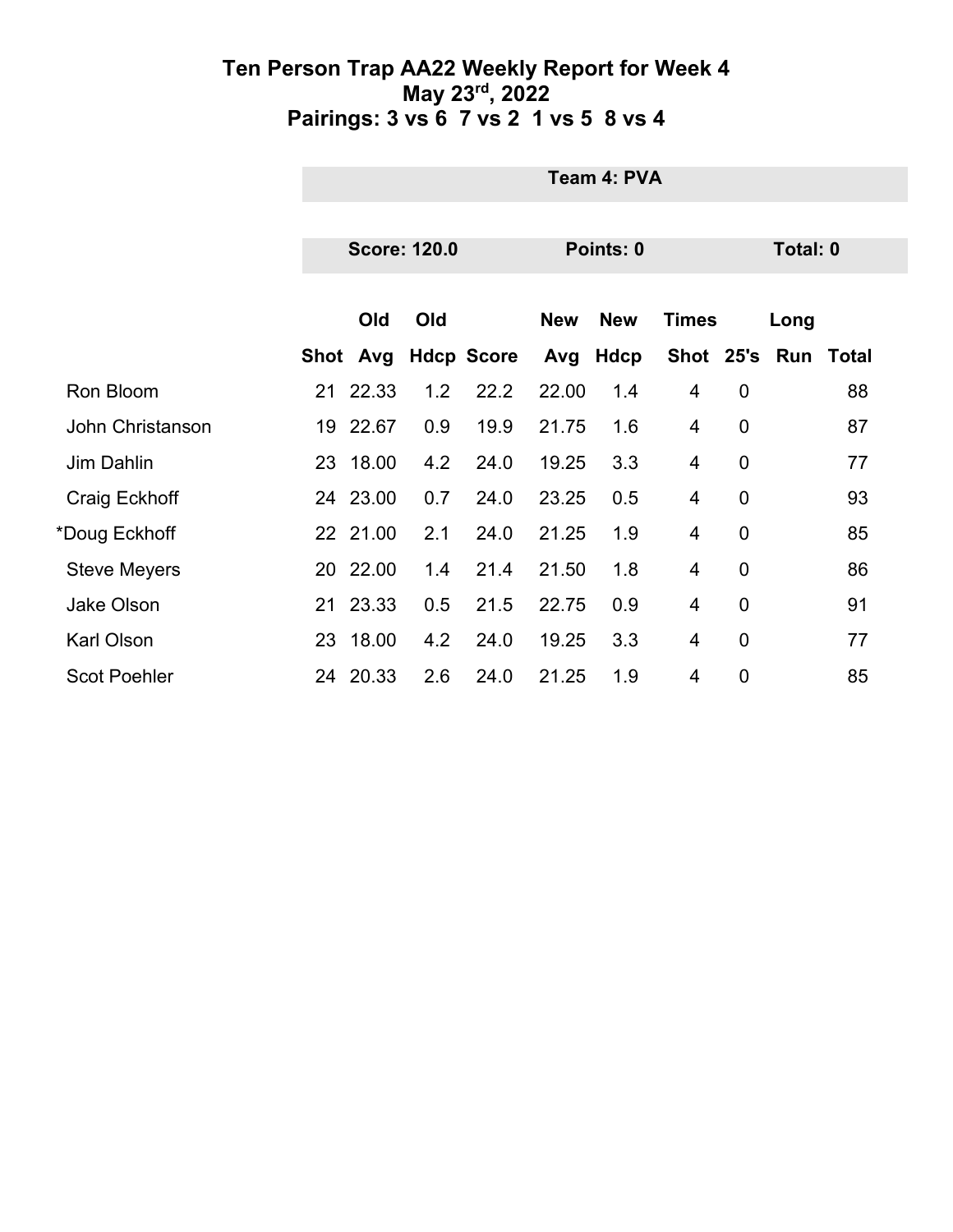# Ten Person Trap AA22 Weekly Report for Week 4
## May 23rd, 2022
## Pairings: 3 vs 6 7 vs 2 1 vs 5 8 vs 4

**Team 4: PVA**

**Score: 120.0** **Points: 0** **Total: 0**

| | Shot | Old Avg | Old Hdcp | Score | New Avg | New Hdcp | Times Shot | 25's | Long Run | Total |
|---|---|---|---|---|---|---|---|---|---|---|
| Ron Bloom | 21 | 22.33 | 1.2 | 22.2 | 22.00 | 1.4 | 4 | 0 | | 88 |
| John Christanson | 19 | 22.67 | 0.9 | 19.9 | 21.75 | 1.6 | 4 | 0 | | 87 |
| Jim Dahlin | 23 | 18.00 | 4.2 | 24.0 | 19.25 | 3.3 | 4 | 0 | | 77 |
| Craig Eckhoff | 24 | 23.00 | 0.7 | 24.0 | 23.25 | 0.5 | 4 | 0 | | 93 |
| *Doug Eckhoff | 22 | 21.00 | 2.1 | 24.0 | 21.25 | 1.9 | 4 | 0 | | 85 |
| Steve Meyers | 20 | 22.00 | 1.4 | 21.4 | 21.50 | 1.8 | 4 | 0 | | 86 |
| Jake Olson | 21 | 23.33 | 0.5 | 21.5 | 22.75 | 0.9 | 4 | 0 | | 91 |
| Karl Olson | 23 | 18.00 | 4.2 | 24.0 | 19.25 | 3.3 | 4 | 0 | | 77 |
| Scot Poehler | 24 | 20.33 | 2.6 | 24.0 | 21.25 | 1.9 | 4 | 0 | | 85 |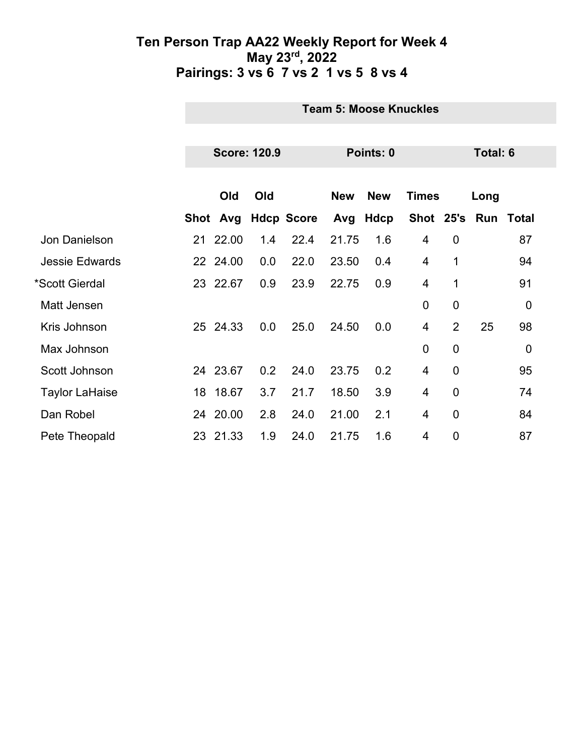# Ten Person Trap AA22 Weekly Report for Week 4
## May 23rd, 2022
## Pairings: 3 vs 6 7 vs 2 1 vs 5 8 vs 4

**Team 5: Moose Knuckles**

**Score: 120.9** | **Points: 0** | **Total: 6**

| | Shot | Old Avg | Old Hdcp | Score | New Avg | New Hdcp | Times Shot | 25's | Long Run | Total |
|---|---|---|---|---|---|---|---|---|---|---|
| Jon Danielson | 21 | 22.00 | 1.4 | 22.4 | 21.75 | 1.6 | 4 | 0 | | 87 |
| Jessie Edwards | 22 | 24.00 | 0.0 | 22.0 | 23.50 | 0.4 | 4 | 1 | | 94 |
| *Scott Gierdal | 23 | 22.67 | 0.9 | 23.9 | 22.75 | 0.9 | 4 | 1 | | 91 |
| Matt Jensen | | | | | | | 0 | 0 | | 0 |
| Kris Johnson | 25 | 24.33 | 0.0 | 25.0 | 24.50 | 0.0 | 4 | 2 | 25 | 98 |
| Max Johnson | | | | | | | 0 | 0 | | 0 |
| Scott Johnson | 24 | 23.67 | 0.2 | 24.0 | 23.75 | 0.2 | 4 | 0 | | 95 |
| Taylor LaHaise | 18 | 18.67 | 3.7 | 21.7 | 18.50 | 3.9 | 4 | 0 | | 74 |
| Dan Robel | 24 | 20.00 | 2.8 | 24.0 | 21.00 | 2.1 | 4 | 0 | | 84 |
| Pete Theopald | 23 | 21.33 | 1.9 | 24.0 | 21.75 | 1.6 | 4 | 0 | | 87 |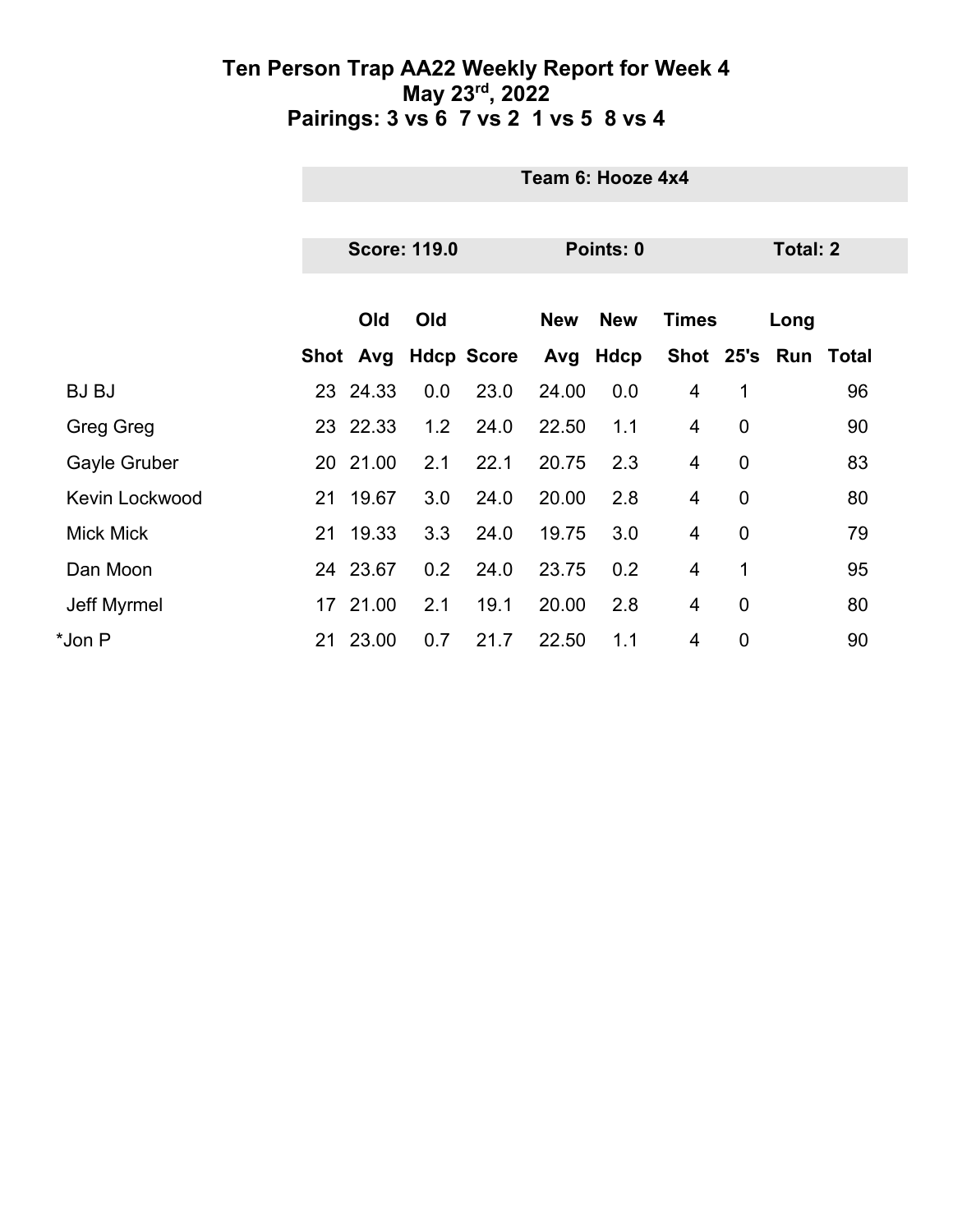# Ten Person Trap AA22 Weekly Report for Week 4
## May 23rd, 2022
## Pairings: 3 vs 6 7 vs 2 1 vs 5 8 vs 4

**Team 6: Hooze 4x4**

**Score: 119.0** **Points: 0** **Total: 2**

| | Shot | Old Avg | Old Hdcp | Score | New Avg | New Hdcp | Times Shot | 25's | Long Run | Total |
|---|---|---|---|---|---|---|---|---|---|---|
| BJ BJ | 23 | 24.33 | 0.0 | 23.0 | 24.00 | 0.0 | 4 | 1 | | 96 |
| Greg Greg | 23 | 22.33 | 1.2 | 24.0 | 22.50 | 1.1 | 4 | 0 | | 90 |
| Gayle Gruber | 20 | 21.00 | 2.1 | 22.1 | 20.75 | 2.3 | 4 | 0 | | 83 |
| Kevin Lockwood | 21 | 19.67 | 3.0 | 24.0 | 20.00 | 2.8 | 4 | 0 | | 80 |
| Mick Mick | 21 | 19.33 | 3.3 | 24.0 | 19.75 | 3.0 | 4 | 0 | | 79 |
| Dan Moon | 24 | 23.67 | 0.2 | 24.0 | 23.75 | 0.2 | 4 | 1 | | 95 |
| Jeff Myrmel | 17 | 21.00 | 2.1 | 19.1 | 20.00 | 2.8 | 4 | 0 | | 80 |
| *Jon P | 21 | 23.00 | 0.7 | 21.7 | 22.50 | 1.1 | 4 | 0 | | 90 |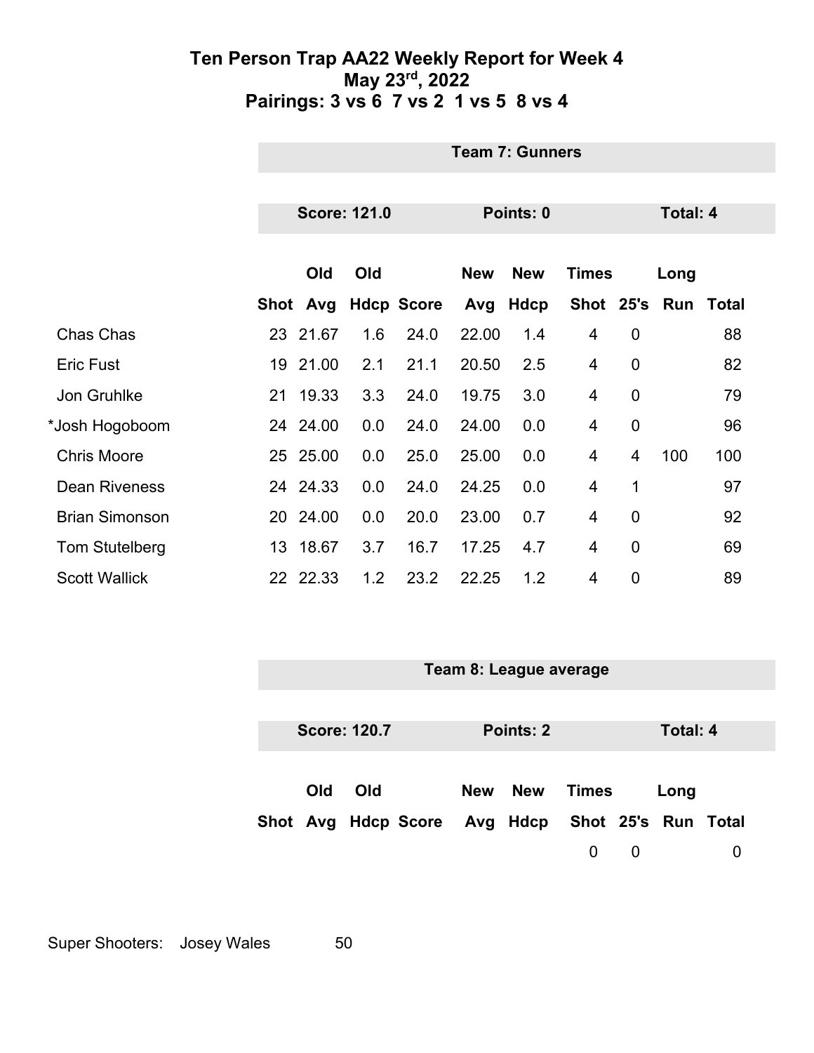# Ten Person Trap AA22 Weekly Report for Week 4
## May 23rd, 2022
## Pairings: 3 vs 6 7 vs 2 1 vs 5 8 vs 4

### Team 7: Gunners

**Score: 121.0** | **Points: 0** | **Total: 4**

| | Shot | Old Avg | Old Hdcp | Score | New Avg | New Hdcp | Times Shot | 25's | Long Run | Total |
|---|---|---|---|---|---|---|---|---|---|---|
| Chas Chas | 23 | 21.67 | 1.6 | 24.0 | 22.00 | 1.4 | 4 | 0 | | 88 |
| Eric Fust | 19 | 21.00 | 2.1 | 21.1 | 20.50 | 2.5 | 4 | 0 | | 82 |
| Jon Gruhlke | 21 | 19.33 | 3.3 | 24.0 | 19.75 | 3.0 | 4 | 0 | | 79 |
| *Josh Hogoboom | 24 | 24.00 | 0.0 | 24.0 | 24.00 | 0.0 | 4 | 0 | | 96 |
| Chris Moore | 25 | 25.00 | 0.0 | 25.0 | 25.00 | 0.0 | 4 | 4 | 100 | 100 |
| Dean Riveness | 24 | 24.33 | 0.0 | 24.0 | 24.25 | 0.0 | 4 | 1 | | 97 |
| Brian Simonson | 20 | 24.00 | 0.0 | 20.0 | 23.00 | 0.7 | 4 | 0 | | 92 |
| Tom Stutelberg | 13 | 18.67 | 3.7 | 16.7 | 17.25 | 4.7 | 4 | 0 | | 69 |
| Scott Wallick | 22 | 22.33 | 1.2 | 23.2 | 22.25 | 1.2 | 4 | 0 | | 89 |

### Team 8: League average

**Score: 120.7** | **Points: 2** | **Total: 4**

| | Shot | Old Avg | Old Hdcp | Score | New Avg | New Hdcp | Times Shot | 25's | Long Run | Total |
|---|---|---|---|---|---|---|---|---|---|---|
| | | | | | | | 0 | 0 | | 0 |

Super Shooters: Josey Wales 50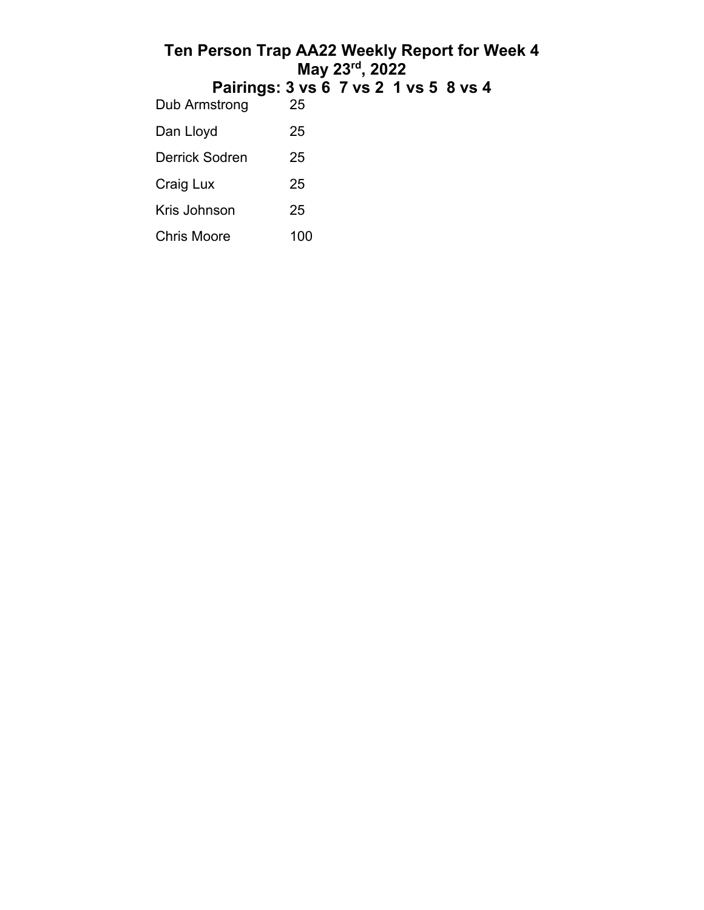# Ten Person Trap AA22 Weekly Report for Week 4
# May 23rd, 2022
# Pairings: 3 vs 6  7 vs 2  1 vs 5  8 vs 4

| | |
|---|---|
| Dub Armstrong | 25 |
| Dan Lloyd | 25 |
| Derrick Sodren | 25 |
| Craig Lux | 25 |
| Kris Johnson | 25 |
| Chris Moore | 100 |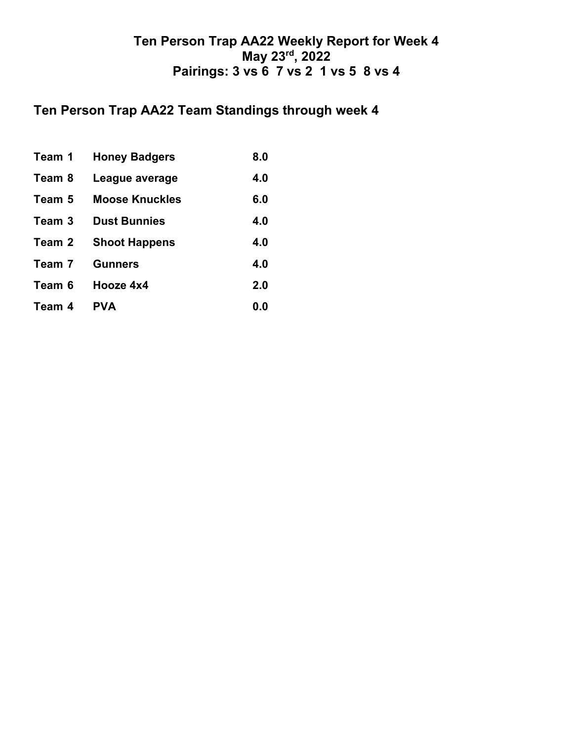# Ten Person Trap AA22 Weekly Report for Week 4
# May 23rd, 2022
# Pairings: 3 vs 6  7 vs 2  1 vs 5  8 vs 4

## Ten Person Trap AA22 Team Standings through week 4

| | | |
|---|---|---|
| **Team 1** | **Honey Badgers** | **8.0** |
| **Team 8** | **League average** | **4.0** |
| **Team 5** | **Moose Knuckles** | **6.0** |
| **Team 3** | **Dust Bunnies** | **4.0** |
| **Team 2** | **Shoot Happens** | **4.0** |
| **Team 7** | **Gunners** | **4.0** |
| **Team 6** | **Hooze 4x4** | **2.0** |
| **Team 4** | **PVA** | **0.0** |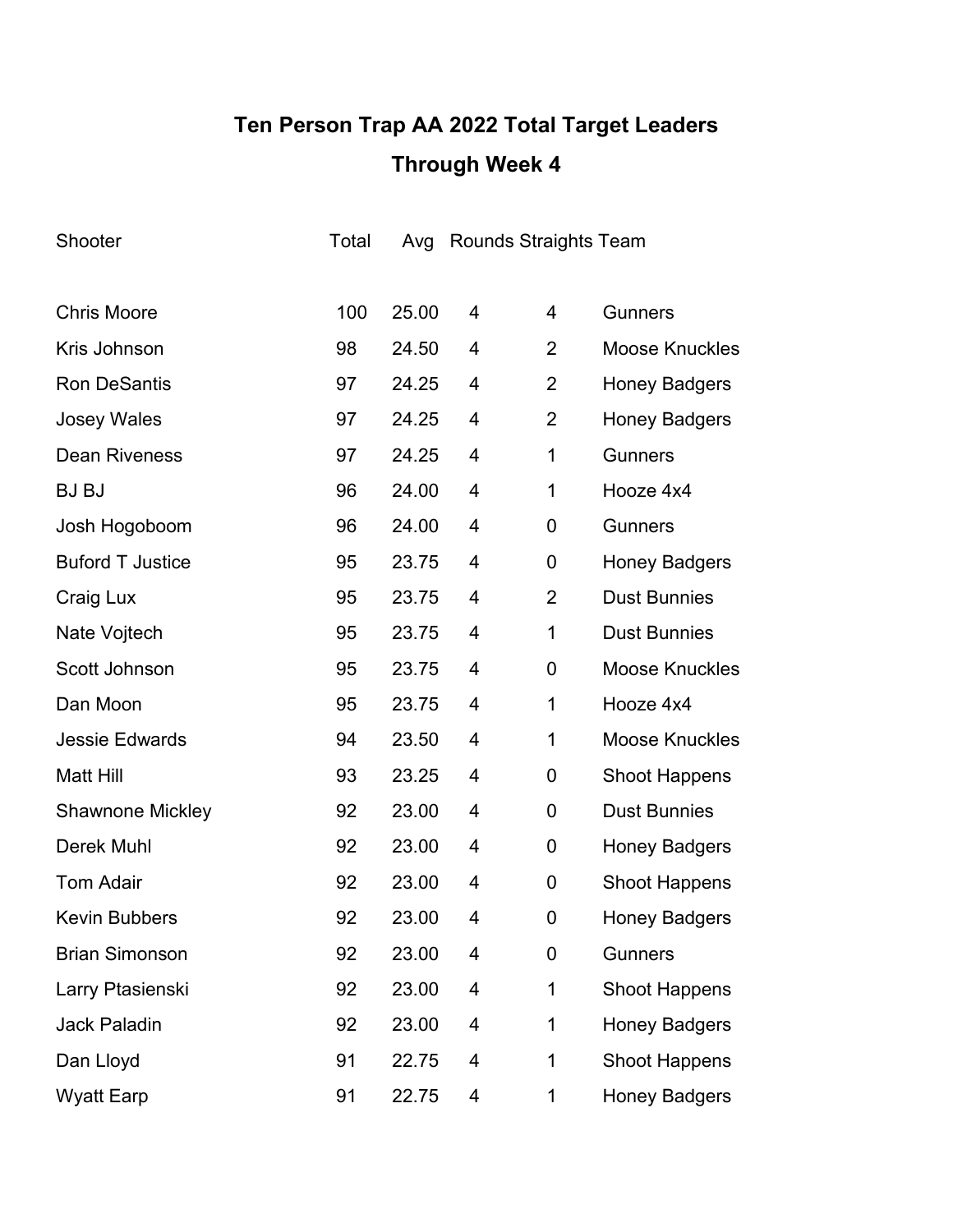# Ten Person Trap AA 2022 Total Target Leaders

## Through Week 4

| Shooter | Total | Avg | Rounds | Straights | Team |
|---|---|---|---|---|---|
| Chris Moore | 100 | 25.00 | 4 | 4 | Gunners |
| Kris Johnson | 98 | 24.50 | 4 | 2 | Moose Knuckles |
| Ron DeSantis | 97 | 24.25 | 4 | 2 | Honey Badgers |
| Josey Wales | 97 | 24.25 | 4 | 2 | Honey Badgers |
| Dean Riveness | 97 | 24.25 | 4 | 1 | Gunners |
| BJ BJ | 96 | 24.00 | 4 | 1 | Hooze 4x4 |
| Josh Hogoboom | 96 | 24.00 | 4 | 0 | Gunners |
| Buford T Justice | 95 | 23.75 | 4 | 0 | Honey Badgers |
| Craig Lux | 95 | 23.75 | 4 | 2 | Dust Bunnies |
| Nate Vojtech | 95 | 23.75 | 4 | 1 | Dust Bunnies |
| Scott Johnson | 95 | 23.75 | 4 | 0 | Moose Knuckles |
| Dan Moon | 95 | 23.75 | 4 | 1 | Hooze 4x4 |
| Jessie Edwards | 94 | 23.50 | 4 | 1 | Moose Knuckles |
| Matt Hill | 93 | 23.25 | 4 | 0 | Shoot Happens |
| Shawnone Mickley | 92 | 23.00 | 4 | 0 | Dust Bunnies |
| Derek Muhl | 92 | 23.00 | 4 | 0 | Honey Badgers |
| Tom Adair | 92 | 23.00 | 4 | 0 | Shoot Happens |
| Kevin Bubbers | 92 | 23.00 | 4 | 0 | Honey Badgers |
| Brian Simonson | 92 | 23.00 | 4 | 0 | Gunners |
| Larry Ptasienski | 92 | 23.00 | 4 | 1 | Shoot Happens |
| Jack Paladin | 92 | 23.00 | 4 | 1 | Honey Badgers |
| Dan Lloyd | 91 | 22.75 | 4 | 1 | Shoot Happens |
| Wyatt Earp | 91 | 22.75 | 4 | 1 | Honey Badgers |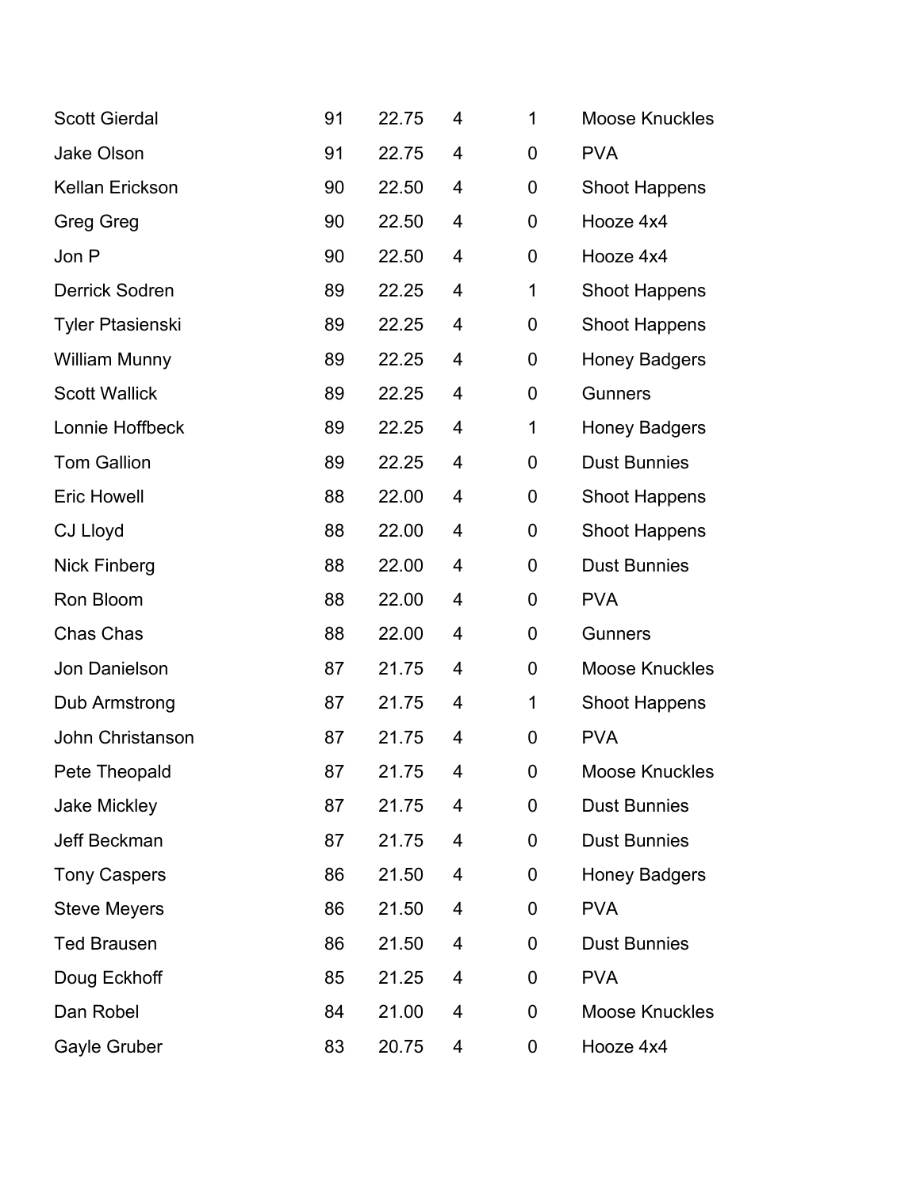| | | | | | |
|---|---|---|---|---|---|
| Scott Gierdal | 91 | 22.75 | 4 | 1 | Moose Knuckles |
| Jake Olson | 91 | 22.75 | 4 | 0 | PVA |
| Kellan Erickson | 90 | 22.50 | 4 | 0 | Shoot Happens |
| Greg Greg | 90 | 22.50 | 4 | 0 | Hooze 4x4 |
| Jon P | 90 | 22.50 | 4 | 0 | Hooze 4x4 |
| Derrick Sodren | 89 | 22.25 | 4 | 1 | Shoot Happens |
| Tyler Ptasienski | 89 | 22.25 | 4 | 0 | Shoot Happens |
| William Munny | 89 | 22.25 | 4 | 0 | Honey Badgers |
| Scott Wallick | 89 | 22.25 | 4 | 0 | Gunners |
| Lonnie Hoffbeck | 89 | 22.25 | 4 | 1 | Honey Badgers |
| Tom Gallion | 89 | 22.25 | 4 | 0 | Dust Bunnies |
| Eric Howell | 88 | 22.00 | 4 | 0 | Shoot Happens |
| CJ Lloyd | 88 | 22.00 | 4 | 0 | Shoot Happens |
| Nick Finberg | 88 | 22.00 | 4 | 0 | Dust Bunnies |
| Ron Bloom | 88 | 22.00 | 4 | 0 | PVA |
| Chas Chas | 88 | 22.00 | 4 | 0 | Gunners |
| Jon Danielson | 87 | 21.75 | 4 | 0 | Moose Knuckles |
| Dub Armstrong | 87 | 21.75 | 4 | 1 | Shoot Happens |
| John Christanson | 87 | 21.75 | 4 | 0 | PVA |
| Pete Theopald | 87 | 21.75 | 4 | 0 | Moose Knuckles |
| Jake Mickley | 87 | 21.75 | 4 | 0 | Dust Bunnies |
| Jeff Beckman | 87 | 21.75 | 4 | 0 | Dust Bunnies |
| Tony Caspers | 86 | 21.50 | 4 | 0 | Honey Badgers |
| Steve Meyers | 86 | 21.50 | 4 | 0 | PVA |
| Ted Brausen | 86 | 21.50 | 4 | 0 | Dust Bunnies |
| Doug Eckhoff | 85 | 21.25 | 4 | 0 | PVA |
| Dan Robel | 84 | 21.00 | 4 | 0 | Moose Knuckles |
| Gayle Gruber | 83 | 20.75 | 4 | 0 | Hooze 4x4 |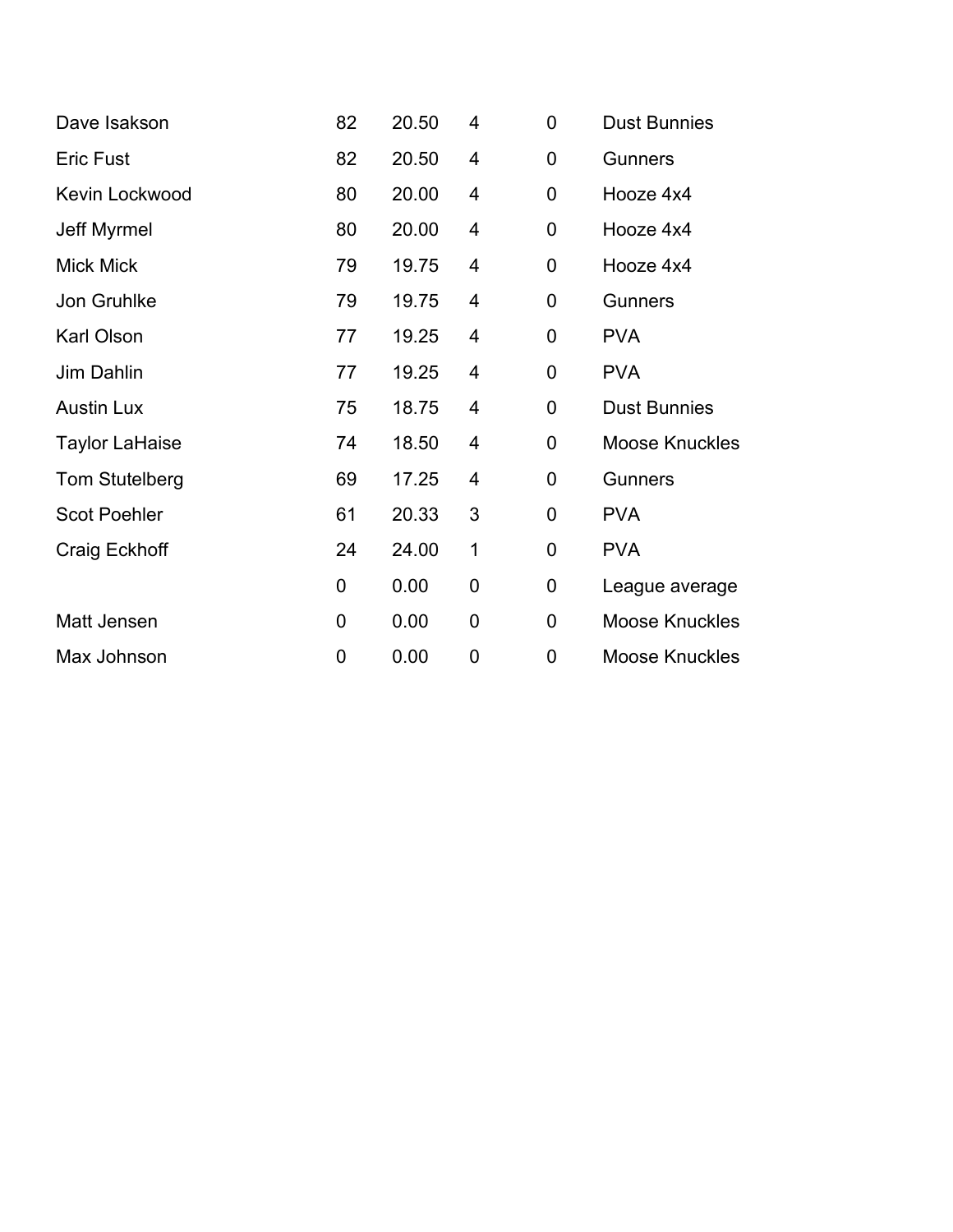| | | | | | |
|---|---|---|---|---|---|
| Dave Isakson | 82 | 20.50 | 4 | 0 | Dust Bunnies |
| Eric Fust | 82 | 20.50 | 4 | 0 | Gunners |
| Kevin Lockwood | 80 | 20.00 | 4 | 0 | Hooze 4x4 |
| Jeff Myrmel | 80 | 20.00 | 4 | 0 | Hooze 4x4 |
| Mick Mick | 79 | 19.75 | 4 | 0 | Hooze 4x4 |
| Jon Gruhlke | 79 | 19.75 | 4 | 0 | Gunners |
| Karl Olson | 77 | 19.25 | 4 | 0 | PVA |
| Jim Dahlin | 77 | 19.25 | 4 | 0 | PVA |
| Austin Lux | 75 | 18.75 | 4 | 0 | Dust Bunnies |
| Taylor LaHaise | 74 | 18.50 | 4 | 0 | Moose Knuckles |
| Tom Stutelberg | 69 | 17.25 | 4 | 0 | Gunners |
| Scot Poehler | 61 | 20.33 | 3 | 0 | PVA |
| Craig Eckhoff | 24 | 24.00 | 1 | 0 | PVA |
| | 0 | 0.00 | 0 | 0 | League average |
| Matt Jensen | 0 | 0.00 | 0 | 0 | Moose Knuckles |
| Max Johnson | 0 | 0.00 | 0 | 0 | Moose Knuckles |